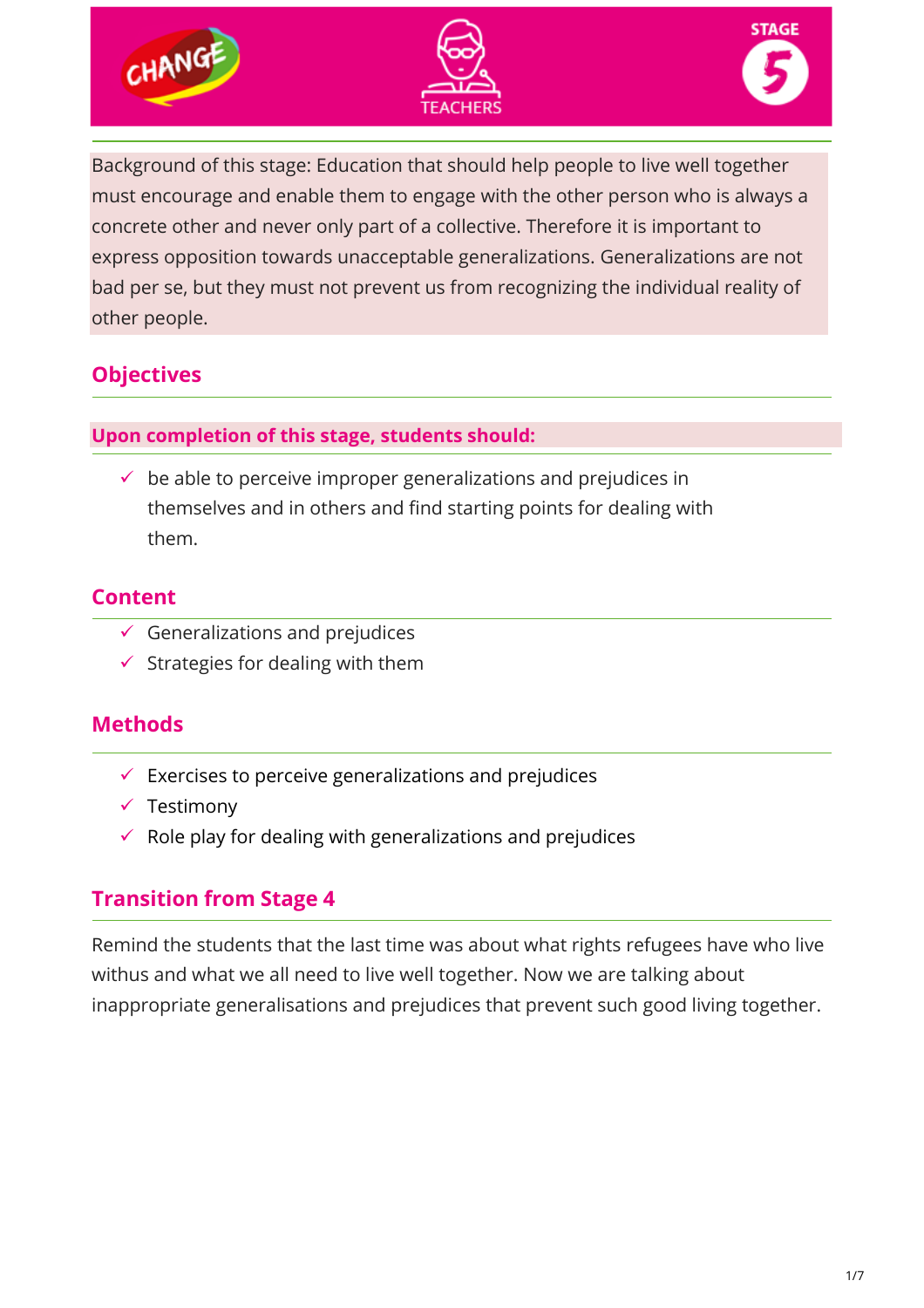CHANGE | TEACHERS | STAGE 5

Background of this stage: Education that should help people to live well together must encourage and enable them to engage with the other person who is always a concrete other and never only part of a collective. Therefore it is important to express opposition towards unacceptable generalizations. Generalizations are not bad per se, but they must not prevent us from recognizing the individual reality of other people.

## Objectives

### Upon completion of this stage, students should:

- ✓ be able to perceive improper generalizations and prejudices in themselves and in others and find starting points for dealing with them.

## Content

- ✓ Generalizations and prejudices
- ✓ Strategies for dealing with them

## Methods

- ✓ Exercises to perceive generalizations and prejudices
- ✓ Testimony
- ✓ Role play for dealing with generalizations and prejudices

## Transition from Stage 4

Remind the students that the last time was about what rights refugees have who live withus and what we all need to live well together. Now we are talking about inappropriate generalisations and prejudices that prevent such good living together.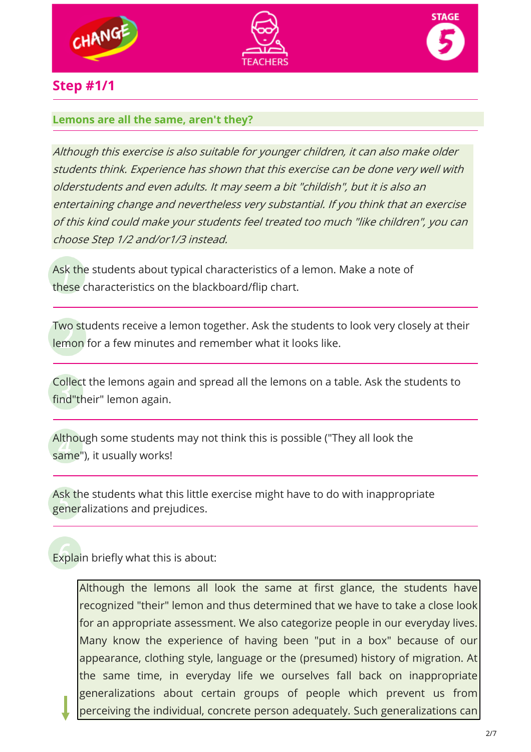## Step #1/1

**Lemons are all the same, aren't they?**

*Although this exercise is also suitable for younger children, it can also make older students think. Experience has shown that this exercise can be done very well with olderstudents and even adults. It may seem a bit "childish", but it is also an entertaining change and nevertheless very substantial. If you think that an exercise of this kind could make your students feel treated too much "like children", you can choose Step 1/2 and/or1/3 instead.*

1. Ask the students about typical characteristics of a lemon. Make a note of these characteristics on the blackboard/flip chart.

2. Two students receive a lemon together. Ask the students to look very closely at their lemon for a few minutes and remember what it looks like.

3. Collect the lemons again and spread all the lemons on a table. Ask the students to find"their" lemon again.

4. Although some students may not think this is possible ("They all look the same"), it usually works!

5. Ask the students what this little exercise might have to do with inappropriate generalizations and prejudices.

6. Explain briefly what this is about:

> Although the lemons all look the same at first glance, the students have recognized "their" lemon and thus determined that we have to take a close look for an appropriate assessment. We also categorize people in our everyday lives. Many know the experience of having been "put in a box" because of our appearance, clothing style, language or the (presumed) history of migration. At the same time, in everyday life we ourselves fall back on inappropriate generalizations about certain groups of people which prevent us from perceiving the individual, concrete person adequately. Such generalizations can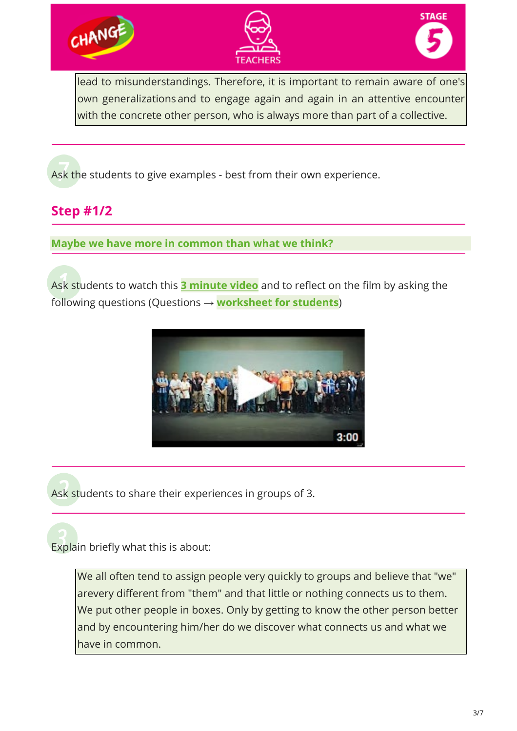lead to misunderstandings. Therefore, it is important to remain aware of one's own generalizations and to engage again and again in an attentive encounter with the concrete other person, who is always more than part of a collective.

7. Ask the students to give examples - best from their own experience.

## Step #1/2

**Maybe we have more in common than what we think?**

1. Ask students to watch this **3 minute video** and to reflect on the film by asking the following questions (Questions → **worksheet for students**)

2. Ask students to share their experiences in groups of 3.

3. Explain briefly what this is about:

> We all often tend to assign people very quickly to groups and believe that "we" arevery different from "them" and that little or nothing connects us to them. We put other people in boxes. Only by getting to know the other person better and by encountering him/her do we discover what connects us and what we have in common.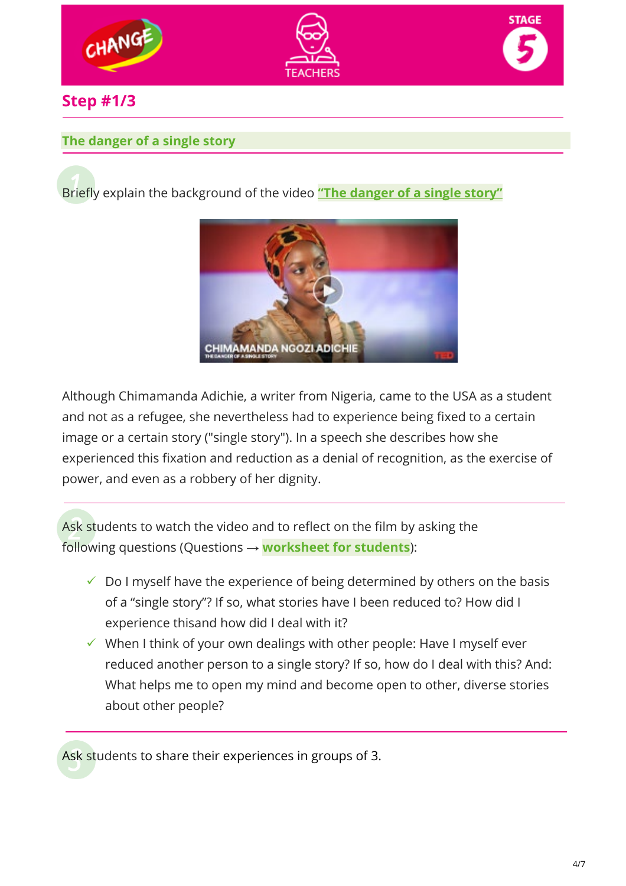## Step #1/3

### The danger of a single story

1. Briefly explain the background of the video **"The danger of a single story"**

Although Chimamanda Adichie, a writer from Nigeria, came to the USA as a student and not as a refugee, she nevertheless had to experience being fixed to a certain image or a certain story ("single story"). In a speech she describes how she experienced this fixation and reduction as a denial of recognition, as the exercise of power, and even as a robbery of her dignity.

2. Ask students to watch the video and to reflect on the film by asking the following questions (Questions → **worksheet for students**):

   - ✓ Do I myself have the experience of being determined by others on the basis of a "single story"? If so, what stories have I been reduced to? How did I experience thisand how did I deal with it?
   - ✓ When I think of your own dealings with other people: Have I myself ever reduced another person to a single story? If so, how do I deal with this? And: What helps me to open my mind and become open to other, diverse stories about other people?

3. Ask students to share their experiences in groups of 3.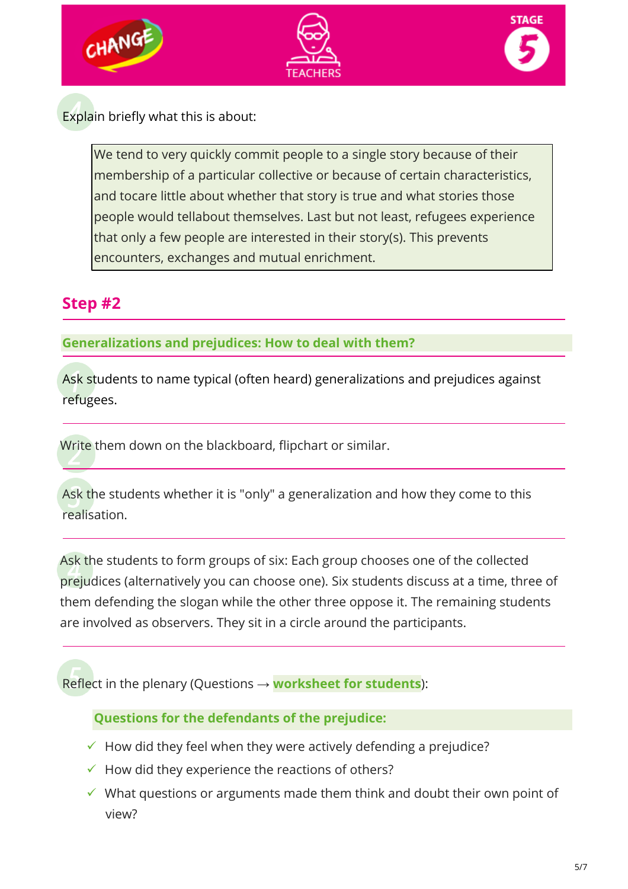4. Explain briefly what this is about:

> We tend to very quickly commit people to a single story because of their membership of a particular collective or because of certain characteristics, and tocare little about whether that story is true and what stories those people would tellabout themselves. Last but not least, refugees experience that only a few people are interested in their story(s). This prevents encounters, exchanges and mutual enrichment.

## Step #2

### Generalizations and prejudices: How to deal with them?

1. Ask students to name typical (often heard) generalizations and prejudices against refugees.

2. Write them down on the blackboard, flipchart or similar.

3. Ask the students whether it is "only" a generalization and how they come to this realisation.

4. Ask the students to form groups of six: Each group chooses one of the collected prejudices (alternatively you can choose one). Six students discuss at a time, three of them defending the slogan while the other three oppose it. The remaining students are involved as observers. They sit in a circle around the participants.

5. Reflect in the plenary (Questions → **worksheet for students**):

**Questions for the defendants of the prejudice:**

- ✓ How did they feel when they were actively defending a prejudice?
- ✓ How did they experience the reactions of others?
- ✓ What questions or arguments made them think and doubt their own point of view?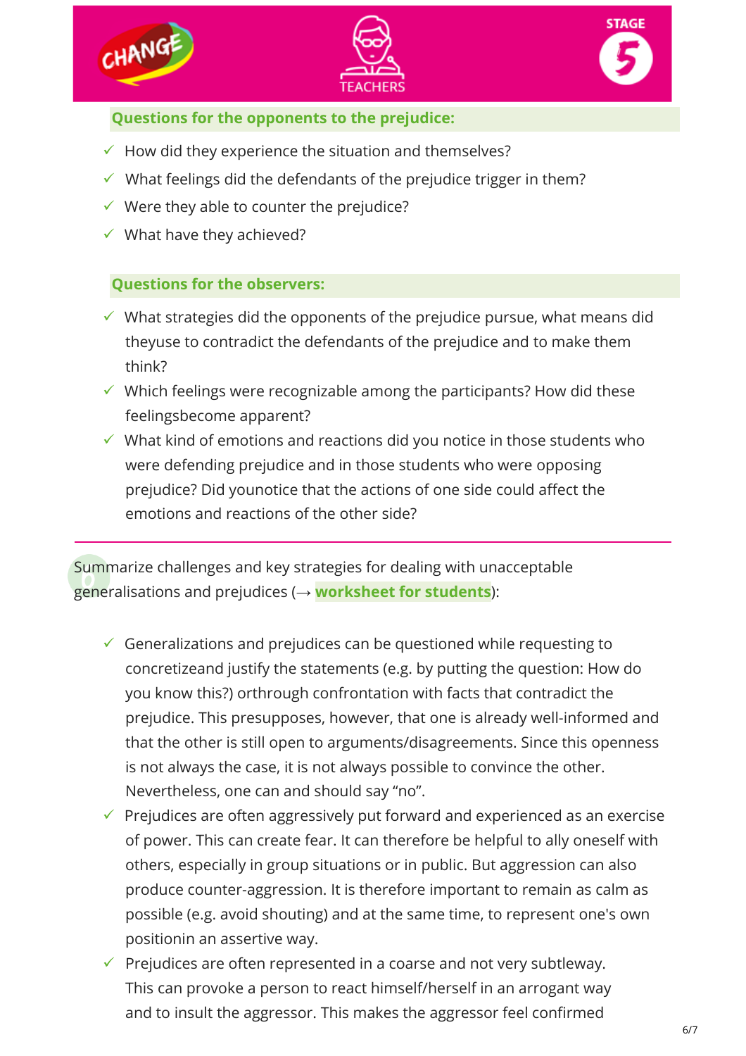**Questions for the opponents to the prejudice:**

- ✓ How did they experience the situation and themselves?
- ✓ What feelings did the defendants of the prejudice trigger in them?
- ✓ Were they able to counter the prejudice?
- ✓ What have they achieved?

**Questions for the observers:**

- ✓ What strategies did the opponents of the prejudice pursue, what means did theyuse to contradict the defendants of the prejudice and to make them think?
- ✓ Which feelings were recognizable among the participants? How did these feelingsbecome apparent?
- ✓ What kind of emotions and reactions did you notice in those students who were defending prejudice and in those students who were opposing prejudice? Did younotice that the actions of one side could affect the emotions and reactions of the other side?

---

6 Summarize challenges and key strategies for dealing with unacceptable generalisations and prejudices (→ **worksheet for students**):

- ✓ Generalizations and prejudices can be questioned while requesting to concretizeand justify the statements (e.g. by putting the question: How do you know this?) orthrough confrontation with facts that contradict the prejudice. This presupposes, however, that one is already well-informed and that the other is still open to arguments/disagreements. Since this openness is not always the case, it is not always possible to convince the other. Nevertheless, one can and should say "no".
- ✓ Prejudices are often aggressively put forward and experienced as an exercise of power. This can create fear. It can therefore be helpful to ally oneself with others, especially in group situations or in public. But aggression can also produce counter-aggression. It is therefore important to remain as calm as possible (e.g. avoid shouting) and at the same time, to represent one's own positionin an assertive way.
- ✓ Prejudices are often represented in a coarse and not very subtleway. This can provoke a person to react himself/herself in an arrogant way and to insult the aggressor. This makes the aggressor feel confirmed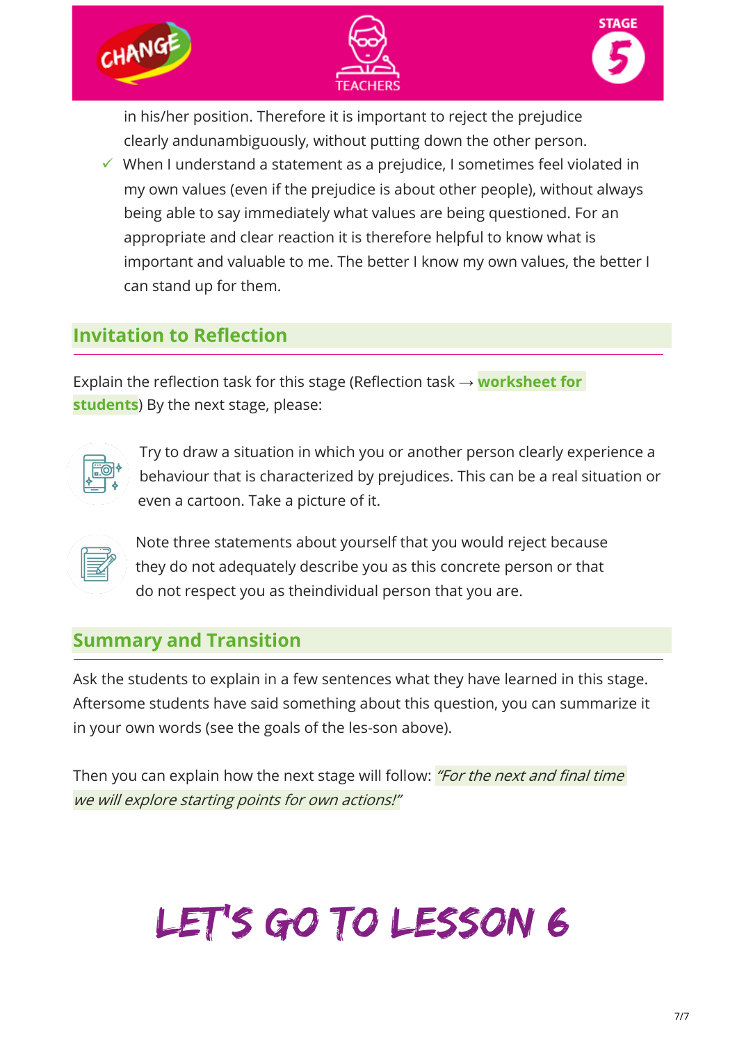in his/her position. Therefore it is important to reject the prejudice clearly andunambiguously, without putting down the other person.

- ✓ When I understand a statement as a prejudice, I sometimes feel violated in my own values (even if the prejudice is about other people), without always being able to say immediately what values are being questioned. For an appropriate and clear reaction it is therefore helpful to know what is important and valuable to me. The better I know my own values, the better I can stand up for them.

## Invitation to Reflection

Explain the reflection task for this stage (Reflection task → **worksheet for students**) By the next stage, please:

Try to draw a situation in which you or another person clearly experience a behaviour that is characterized by prejudices. This can be a real situation or even a cartoon. Take a picture of it.

Note three statements about yourself that you would reject because they do not adequately describe you as this concrete person or that do not respect you as theindividual person that you are.

## Summary and Transition

Ask the students to explain in a few sentences what they have learned in this stage. Aftersome students have said something about this question, you can summarize it in your own words (see the goals of the les-son above).

Then you can explain how the next stage will follow: *"For the next and final time we will explore starting points for own actions!"*

# LET'S GO TO LESSON 6